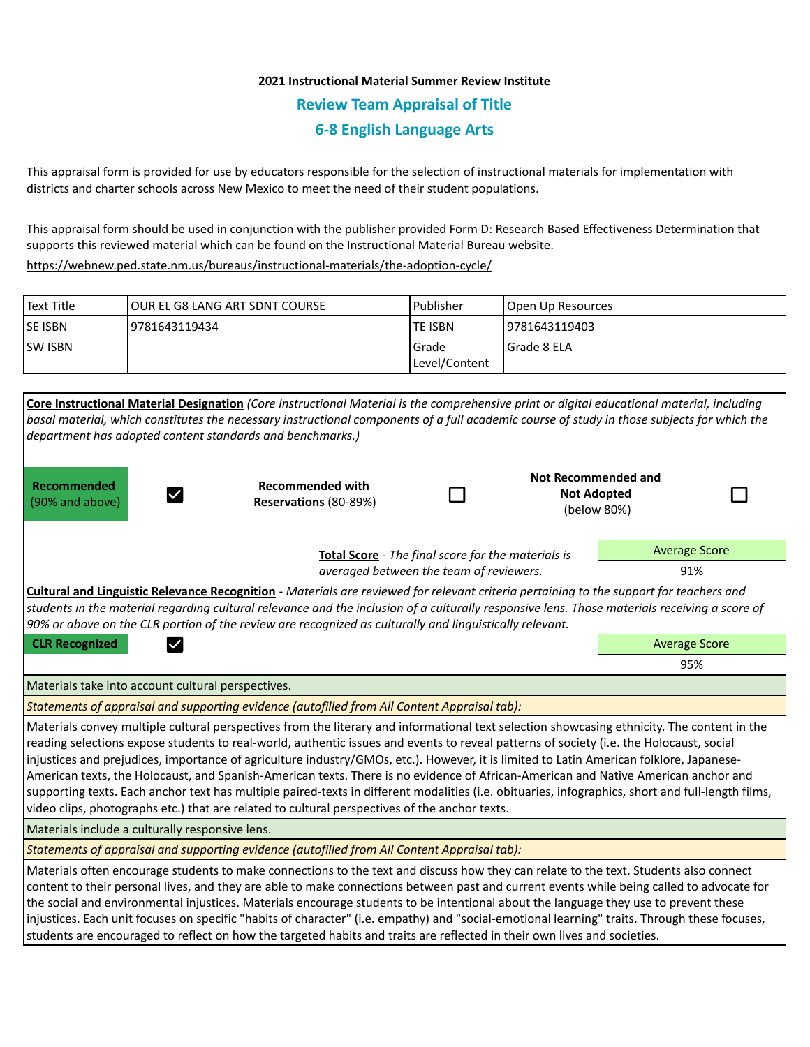**2021 Instructional Material Summer Review Institute**

## Review Team Appraisal of Title

## 6-8 English Language Arts

This appraisal form is provided for use by educators responsible for the selection of instructional materials for implementation with districts and charter schools across New Mexico to meet the need of their student populations.

This appraisal form should be used in conjunction with the publisher provided Form D: Research Based Effectiveness Determination that supports this reviewed material which can be found on the Instructional Material Bureau website.
https://webnew.ped.state.nm.us/bureaus/instructional-materials/the-adoption-cycle/

| Text Title | OUR EL G8 LANG ART SDNT COURSE | Publisher | Open Up Resources |
|---|---|---|---|
| SE ISBN | 9781643119434 | TE ISBN | 9781643119403 |
| SW ISBN | | Grade Level/Content | Grade 8 ELA |

**Core Instructional Material Designation** *(Core Instructional Material is the comprehensive print or digital educational material, including basal material, which constitutes the necessary instructional components of a full academic course of study in those subjects for which the department has adopted content standards and benchmarks.)*

| **Recommended** (90% and above) | ☑ | **Recommended with Reservations** (80-89%) | ☐ | **Not Recommended and Not Adopted** (below 80%) | ☐ |
|---|---|---|---|---|---|

**Total Score** - *The final score for the materials is averaged between the team of reviewers.*

| Average Score |
|---|
| 91% |

**Cultural and Linguistic Relevance Recognition** - *Materials are reviewed for relevant criteria pertaining to the support for teachers and students in the material regarding cultural relevance and the inclusion of a culturally responsive lens. Those materials receiving a score of 90% or above on the CLR portion of the review are recognized as culturally and linguistically relevant.*

**CLR Recognized** ☑

| Average Score |
|---|
| 95% |

Materials take into account cultural perspectives.

*Statements of appraisal and supporting evidence (autofilled from All Content Appraisal tab):*

Materials convey multiple cultural perspectives from the literary and informational text selection showcasing ethnicity. The content in the reading selections expose students to real-world, authentic issues and events to reveal patterns of society (i.e. the Holocaust, social injustices and prejudices, importance of agriculture industry/GMOs, etc.). However, it is limited to Latin American folklore, Japanese-American texts, the Holocaust, and Spanish-American texts. There is no evidence of African-American and Native American anchor and supporting texts. Each anchor text has multiple paired-texts in different modalities (i.e. obituaries, infographics, short and full-length films, video clips, photographs etc.) that are related to cultural perspectives of the anchor texts.

Materials include a culturally responsive lens.

*Statements of appraisal and supporting evidence (autofilled from All Content Appraisal tab):*

Materials often encourage students to make connections to the text and discuss how they can relate to the text. Students also connect content to their personal lives, and they are able to make connections between past and current events while being called to advocate for the social and environmental injustices. Materials encourage students to be intentional about the language they use to prevent these injustices. Each unit focuses on specific "habits of character" (i.e. empathy) and "social-emotional learning" traits. Through these focuses, students are encouraged to reflect on how the targeted habits and traits are reflected in their own lives and societies.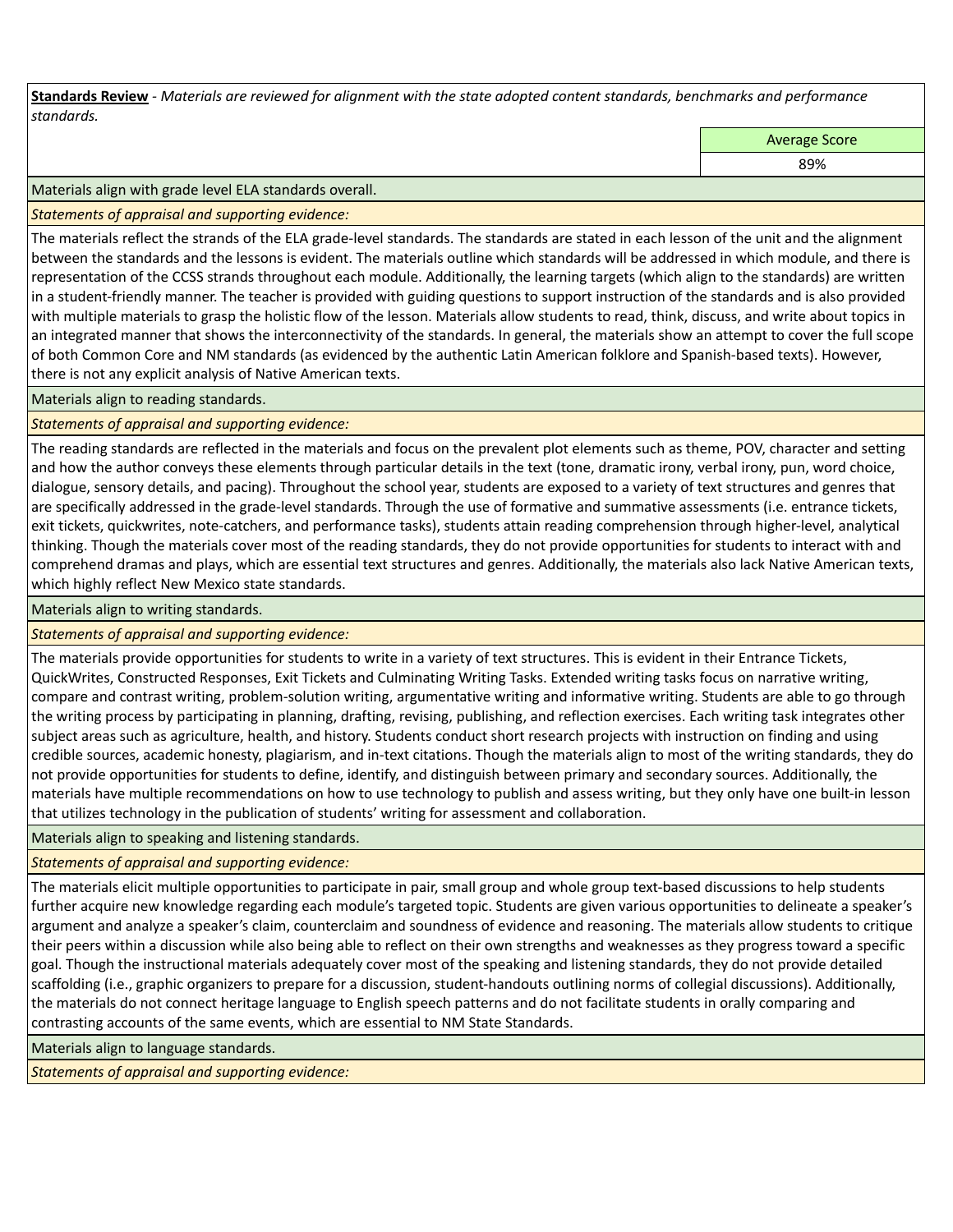**Standards Review** - *Materials are reviewed for alignment with the state adopted content standards, benchmarks and performance standards.*

| Average Score |
|---|
| 89% |

Materials align with grade level ELA standards overall.

*Statements of appraisal and supporting evidence:*

The materials reflect the strands of the ELA grade-level standards. The standards are stated in each lesson of the unit and the alignment between the standards and the lessons is evident. The materials outline which standards will be addressed in which module, and there is representation of the CCSS strands throughout each module. Additionally, the learning targets (which align to the standards) are written in a student-friendly manner. The teacher is provided with guiding questions to support instruction of the standards and is also provided with multiple materials to grasp the holistic flow of the lesson. Materials allow students to read, think, discuss, and write about topics in an integrated manner that shows the interconnectivity of the standards. In general, the materials show an attempt to cover the full scope of both Common Core and NM standards (as evidenced by the authentic Latin American folklore and Spanish-based texts). However, there is not any explicit analysis of Native American texts.

Materials align to reading standards.

*Statements of appraisal and supporting evidence:*

The reading standards are reflected in the materials and focus on the prevalent plot elements such as theme, POV, character and setting and how the author conveys these elements through particular details in the text (tone, dramatic irony, verbal irony, pun, word choice, dialogue, sensory details, and pacing). Throughout the school year, students are exposed to a variety of text structures and genres that are specifically addressed in the grade-level standards. Through the use of formative and summative assessments (i.e. entrance tickets, exit tickets, quickwrites, note-catchers, and performance tasks), students attain reading comprehension through higher-level, analytical thinking. Though the materials cover most of the reading standards, they do not provide opportunities for students to interact with and comprehend dramas and plays, which are essential text structures and genres. Additionally, the materials also lack Native American texts, which highly reflect New Mexico state standards.

Materials align to writing standards.

*Statements of appraisal and supporting evidence:*

The materials provide opportunities for students to write in a variety of text structures. This is evident in their Entrance Tickets, QuickWrites, Constructed Responses, Exit Tickets and Culminating Writing Tasks. Extended writing tasks focus on narrative writing, compare and contrast writing, problem-solution writing, argumentative writing and informative writing. Students are able to go through the writing process by participating in planning, drafting, revising, publishing, and reflection exercises. Each writing task integrates other subject areas such as agriculture, health, and history. Students conduct short research projects with instruction on finding and using credible sources, academic honesty, plagiarism, and in-text citations. Though the materials align to most of the writing standards, they do not provide opportunities for students to define, identify, and distinguish between primary and secondary sources. Additionally, the materials have multiple recommendations on how to use technology to publish and assess writing, but they only have one built-in lesson that utilizes technology in the publication of students' writing for assessment and collaboration.

Materials align to speaking and listening standards.

*Statements of appraisal and supporting evidence:*

The materials elicit multiple opportunities to participate in pair, small group and whole group text-based discussions to help students further acquire new knowledge regarding each module's targeted topic. Students are given various opportunities to delineate a speaker's argument and analyze a speaker's claim, counterclaim and soundness of evidence and reasoning. The materials allow students to critique their peers within a discussion while also being able to reflect on their own strengths and weaknesses as they progress toward a specific goal. Though the instructional materials adequately cover most of the speaking and listening standards, they do not provide detailed scaffolding (i.e., graphic organizers to prepare for a discussion, student-handouts outlining norms of collegial discussions). Additionally, the materials do not connect heritage language to English speech patterns and do not facilitate students in orally comparing and contrasting accounts of the same events, which are essential to NM State Standards.

Materials align to language standards.

*Statements of appraisal and supporting evidence:*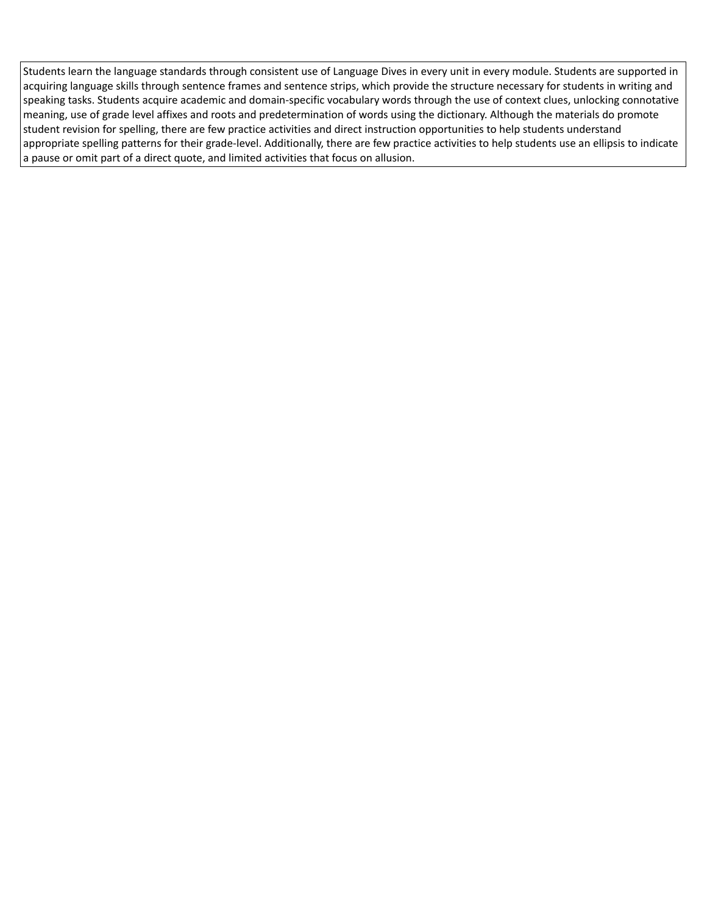Students learn the language standards through consistent use of Language Dives in every unit in every module. Students are supported in acquiring language skills through sentence frames and sentence strips, which provide the structure necessary for students in writing and speaking tasks. Students acquire academic and domain-specific vocabulary words through the use of context clues, unlocking connotative meaning, use of grade level affixes and roots and predetermination of words using the dictionary. Although the materials do promote student revision for spelling, there are few practice activities and direct instruction opportunities to help students understand appropriate spelling patterns for their grade-level. Additionally, there are few practice activities to help students use an ellipsis to indicate a pause or omit part of a direct quote, and limited activities that focus on allusion.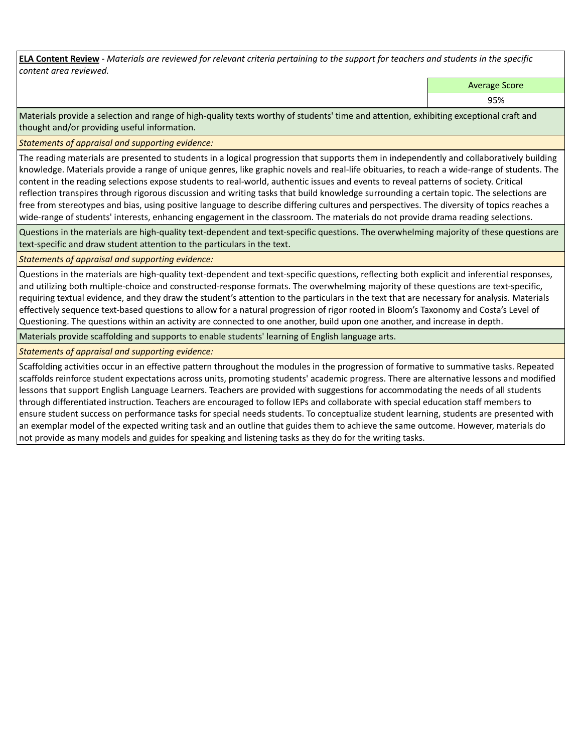**ELA Content Review** - *Materials are reviewed for relevant criteria pertaining to the support for teachers and students in the specific content area reviewed.*

| Average Score |
| --- |
| 95% |

Materials provide a selection and range of high-quality texts worthy of students' time and attention, exhibiting exceptional craft and thought and/or providing useful information.

*Statements of appraisal and supporting evidence:*

The reading materials are presented to students in a logical progression that supports them in independently and collaboratively building knowledge. Materials provide a range of unique genres, like graphic novels and real-life obituaries, to reach a wide-range of students. The content in the reading selections expose students to real-world, authentic issues and events to reveal patterns of society. Critical reflection transpires through rigorous discussion and writing tasks that build knowledge surrounding a certain topic. The selections are free from stereotypes and bias, using positive language to describe differing cultures and perspectives. The diversity of topics reaches a wide-range of students' interests, enhancing engagement in the classroom. The materials do not provide drama reading selections.

Questions in the materials are high-quality text-dependent and text-specific questions. The overwhelming majority of these questions are text-specific and draw student attention to the particulars in the text.

*Statements of appraisal and supporting evidence:*

Questions in the materials are high-quality text-dependent and text-specific questions, reflecting both explicit and inferential responses, and utilizing both multiple-choice and constructed-response formats. The overwhelming majority of these questions are text-specific, requiring textual evidence, and they draw the student's attention to the particulars in the text that are necessary for analysis. Materials effectively sequence text-based questions to allow for a natural progression of rigor rooted in Bloom's Taxonomy and Costa's Level of Questioning. The questions within an activity are connected to one another, build upon one another, and increase in depth.

Materials provide scaffolding and supports to enable students' learning of English language arts.

*Statements of appraisal and supporting evidence:*

Scaffolding activities occur in an effective pattern throughout the modules in the progression of formative to summative tasks. Repeated scaffolds reinforce student expectations across units, promoting students' academic progress. There are alternative lessons and modified lessons that support English Language Learners. Teachers are provided with suggestions for accommodating the needs of all students through differentiated instruction. Teachers are encouraged to follow IEPs and collaborate with special education staff members to ensure student success on performance tasks for special needs students. To conceptualize student learning, students are presented with an exemplar model of the expected writing task and an outline that guides them to achieve the same outcome. However, materials do not provide as many models and guides for speaking and listening tasks as they do for the writing tasks.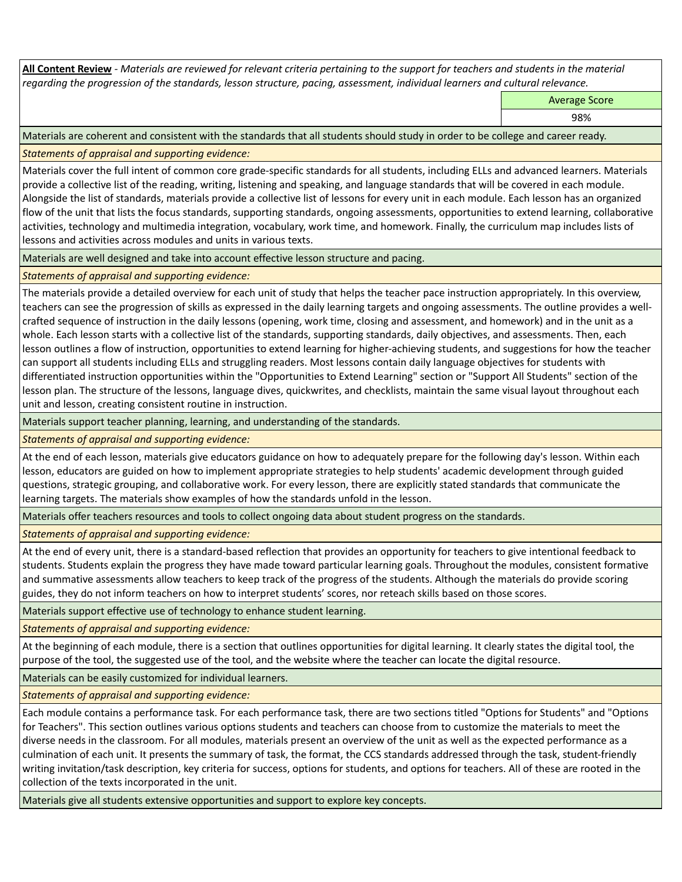**All Content Review** - *Materials are reviewed for relevant criteria pertaining to the support for teachers and students in the material regarding the progression of the standards, lesson structure, pacing, assessment, individual learners and cultural relevance.*

| Average Score |
| --- |
| 98% |

Materials are coherent and consistent with the standards that all students should study in order to be college and career ready.

*Statements of appraisal and supporting evidence:*

Materials cover the full intent of common core grade-specific standards for all students, including ELLs and advanced learners. Materials provide a collective list of the reading, writing, listening and speaking, and language standards that will be covered in each module. Alongside the list of standards, materials provide a collective list of lessons for every unit in each module. Each lesson has an organized flow of the unit that lists the focus standards, supporting standards, ongoing assessments, opportunities to extend learning, collaborative activities, technology and multimedia integration, vocabulary, work time, and homework. Finally, the curriculum map includes lists of lessons and activities across modules and units in various texts.

Materials are well designed and take into account effective lesson structure and pacing.

*Statements of appraisal and supporting evidence:*

The materials provide a detailed overview for each unit of study that helps the teacher pace instruction appropriately. In this overview, teachers can see the progression of skills as expressed in the daily learning targets and ongoing assessments. The outline provides a well-crafted sequence of instruction in the daily lessons (opening, work time, closing and assessment, and homework) and in the unit as a whole. Each lesson starts with a collective list of the standards, supporting standards, daily objectives, and assessments. Then, each lesson outlines a flow of instruction, opportunities to extend learning for higher-achieving students, and suggestions for how the teacher can support all students including ELLs and struggling readers. Most lessons contain daily language objectives for students with differentiated instruction opportunities within the "Opportunities to Extend Learning" section or "Support All Students" section of the lesson plan. The structure of the lessons, language dives, quickwrites, and checklists, maintain the same visual layout throughout each unit and lesson, creating consistent routine in instruction.

Materials support teacher planning, learning, and understanding of the standards.

*Statements of appraisal and supporting evidence:*

At the end of each lesson, materials give educators guidance on how to adequately prepare for the following day's lesson. Within each lesson, educators are guided on how to implement appropriate strategies to help students' academic development through guided questions, strategic grouping, and collaborative work. For every lesson, there are explicitly stated standards that communicate the learning targets. The materials show examples of how the standards unfold in the lesson.

Materials offer teachers resources and tools to collect ongoing data about student progress on the standards.

*Statements of appraisal and supporting evidence:*

At the end of every unit, there is a standard-based reflection that provides an opportunity for teachers to give intentional feedback to students. Students explain the progress they have made toward particular learning goals. Throughout the modules, consistent formative and summative assessments allow teachers to keep track of the progress of the students. Although the materials do provide scoring guides, they do not inform teachers on how to interpret students' scores, nor reteach skills based on those scores.

Materials support effective use of technology to enhance student learning.

*Statements of appraisal and supporting evidence:*

At the beginning of each module, there is a section that outlines opportunities for digital learning. It clearly states the digital tool, the purpose of the tool, the suggested use of the tool, and the website where the teacher can locate the digital resource.

Materials can be easily customized for individual learners.

*Statements of appraisal and supporting evidence:*

Each module contains a performance task. For each performance task, there are two sections titled "Options for Students" and "Options for Teachers". This section outlines various options students and teachers can choose from to customize the materials to meet the diverse needs in the classroom. For all modules, materials present an overview of the unit as well as the expected performance as a culmination of each unit. It presents the summary of task, the format, the CCS standards addressed through the task, student-friendly writing invitation/task description, key criteria for success, options for students, and options for teachers. All of these are rooted in the collection of the texts incorporated in the unit.

Materials give all students extensive opportunities and support to explore key concepts.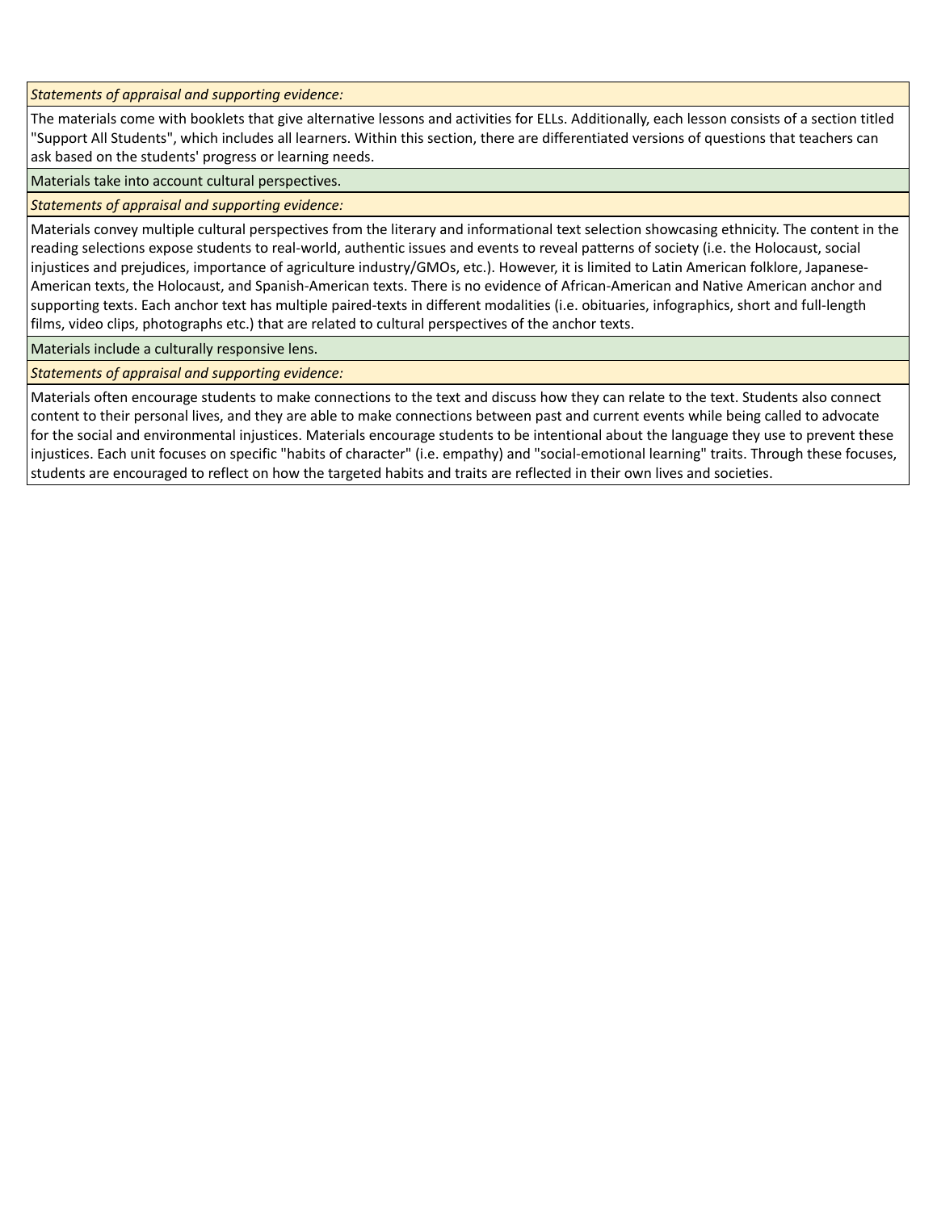*Statements of appraisal and supporting evidence:*

The materials come with booklets that give alternative lessons and activities for ELLs. Additionally, each lesson consists of a section titled "Support All Students", which includes all learners. Within this section, there are differentiated versions of questions that teachers can ask based on the students' progress or learning needs.

Materials take into account cultural perspectives.

*Statements of appraisal and supporting evidence:*

Materials convey multiple cultural perspectives from the literary and informational text selection showcasing ethnicity. The content in the reading selections expose students to real-world, authentic issues and events to reveal patterns of society (i.e. the Holocaust, social injustices and prejudices, importance of agriculture industry/GMOs, etc.). However, it is limited to Latin American folklore, Japanese-American texts, the Holocaust, and Spanish-American texts. There is no evidence of African-American and Native American anchor and supporting texts. Each anchor text has multiple paired-texts in different modalities (i.e. obituaries, infographics, short and full-length films, video clips, photographs etc.) that are related to cultural perspectives of the anchor texts.

Materials include a culturally responsive lens.

*Statements of appraisal and supporting evidence:*

Materials often encourage students to make connections to the text and discuss how they can relate to the text. Students also connect content to their personal lives, and they are able to make connections between past and current events while being called to advocate for the social and environmental injustices. Materials encourage students to be intentional about the language they use to prevent these injustices. Each unit focuses on specific "habits of character" (i.e. empathy) and "social-emotional learning" traits. Through these focuses, students are encouraged to reflect on how the targeted habits and traits are reflected in their own lives and societies.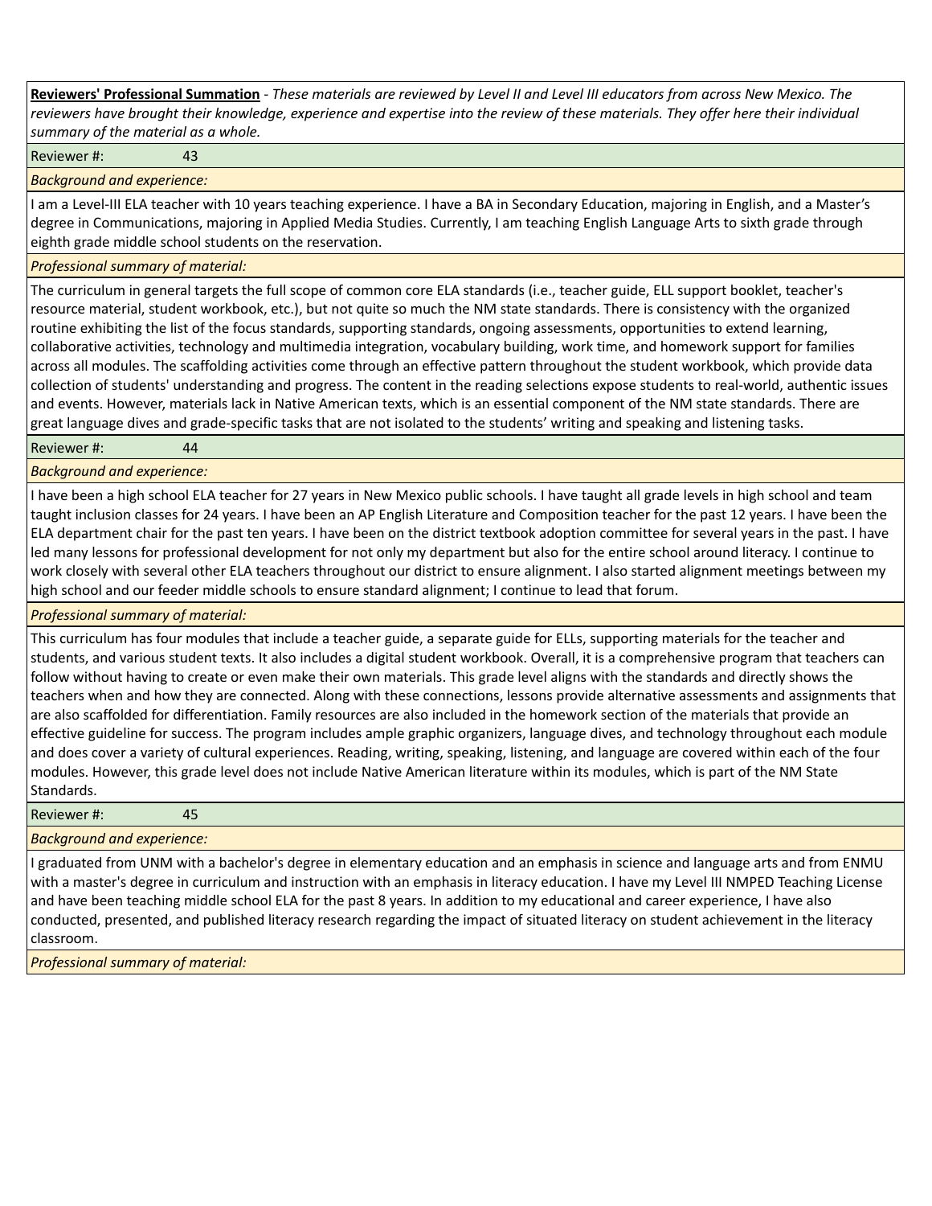**Reviewers' Professional Summation** - *These materials are reviewed by Level II and Level III educators from across New Mexico. The reviewers have brought their knowledge, experience and expertise into the review of these materials. They offer here their individual summary of the material as a whole.*

Reviewer #: 43

*Background and experience:*

I am a Level-III ELA teacher with 10 years teaching experience. I have a BA in Secondary Education, majoring in English, and a Master's degree in Communications, majoring in Applied Media Studies. Currently, I am teaching English Language Arts to sixth grade through eighth grade middle school students on the reservation.

*Professional summary of material:*

The curriculum in general targets the full scope of common core ELA standards (i.e., teacher guide, ELL support booklet, teacher's resource material, student workbook, etc.), but not quite so much the NM state standards. There is consistency with the organized routine exhibiting the list of the focus standards, supporting standards, ongoing assessments, opportunities to extend learning, collaborative activities, technology and multimedia integration, vocabulary building, work time, and homework support for families across all modules. The scaffolding activities come through an effective pattern throughout the student workbook, which provide data collection of students' understanding and progress. The content in the reading selections expose students to real-world, authentic issues and events. However, materials lack in Native American texts, which is an essential component of the NM state standards. There are great language dives and grade-specific tasks that are not isolated to the students' writing and speaking and listening tasks.

Reviewer #: 44

*Background and experience:*

I have been a high school ELA teacher for 27 years in New Mexico public schools. I have taught all grade levels in high school and team taught inclusion classes for 24 years. I have been an AP English Literature and Composition teacher for the past 12 years. I have been the ELA department chair for the past ten years. I have been on the district textbook adoption committee for several years in the past. I have led many lessons for professional development for not only my department but also for the entire school around literacy. I continue to work closely with several other ELA teachers throughout our district to ensure alignment. I also started alignment meetings between my high school and our feeder middle schools to ensure standard alignment; I continue to lead that forum.

*Professional summary of material:*

This curriculum has four modules that include a teacher guide, a separate guide for ELLs, supporting materials for the teacher and students, and various student texts. It also includes a digital student workbook. Overall, it is a comprehensive program that teachers can follow without having to create or even make their own materials. This grade level aligns with the standards and directly shows the teachers when and how they are connected. Along with these connections, lessons provide alternative assessments and assignments that are also scaffolded for differentiation. Family resources are also included in the homework section of the materials that provide an effective guideline for success. The program includes ample graphic organizers, language dives, and technology throughout each module and does cover a variety of cultural experiences. Reading, writing, speaking, listening, and language are covered within each of the four modules. However, this grade level does not include Native American literature within its modules, which is part of the NM State Standards.

Reviewer #: 45

*Background and experience:*

I graduated from UNM with a bachelor's degree in elementary education and an emphasis in science and language arts and from ENMU with a master's degree in curriculum and instruction with an emphasis in literacy education. I have my Level III NMPED Teaching License and have been teaching middle school ELA for the past 8 years. In addition to my educational and career experience, I have also conducted, presented, and published literacy research regarding the impact of situated literacy on student achievement in the literacy classroom.

*Professional summary of material:*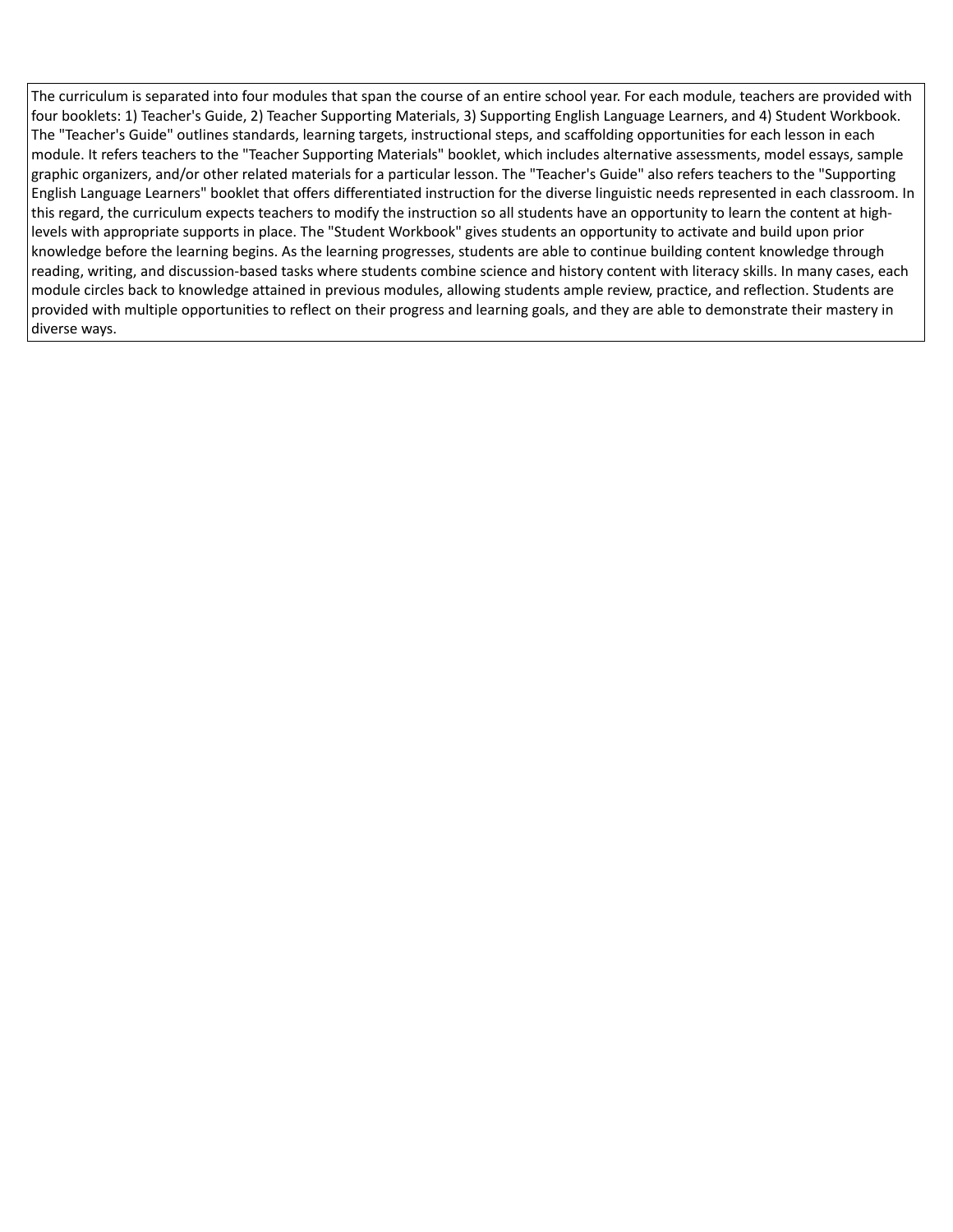The curriculum is separated into four modules that span the course of an entire school year. For each module, teachers are provided with four booklets: 1) Teacher's Guide, 2) Teacher Supporting Materials, 3) Supporting English Language Learners, and 4) Student Workbook. The "Teacher's Guide" outlines standards, learning targets, instructional steps, and scaffolding opportunities for each lesson in each module. It refers teachers to the "Teacher Supporting Materials" booklet, which includes alternative assessments, model essays, sample graphic organizers, and/or other related materials for a particular lesson. The "Teacher's Guide" also refers teachers to the "Supporting English Language Learners" booklet that offers differentiated instruction for the diverse linguistic needs represented in each classroom. In this regard, the curriculum expects teachers to modify the instruction so all students have an opportunity to learn the content at high-levels with appropriate supports in place. The "Student Workbook" gives students an opportunity to activate and build upon prior knowledge before the learning begins. As the learning progresses, students are able to continue building content knowledge through reading, writing, and discussion-based tasks where students combine science and history content with literacy skills. In many cases, each module circles back to knowledge attained in previous modules, allowing students ample review, practice, and reflection. Students are provided with multiple opportunities to reflect on their progress and learning goals, and they are able to demonstrate their mastery in diverse ways.